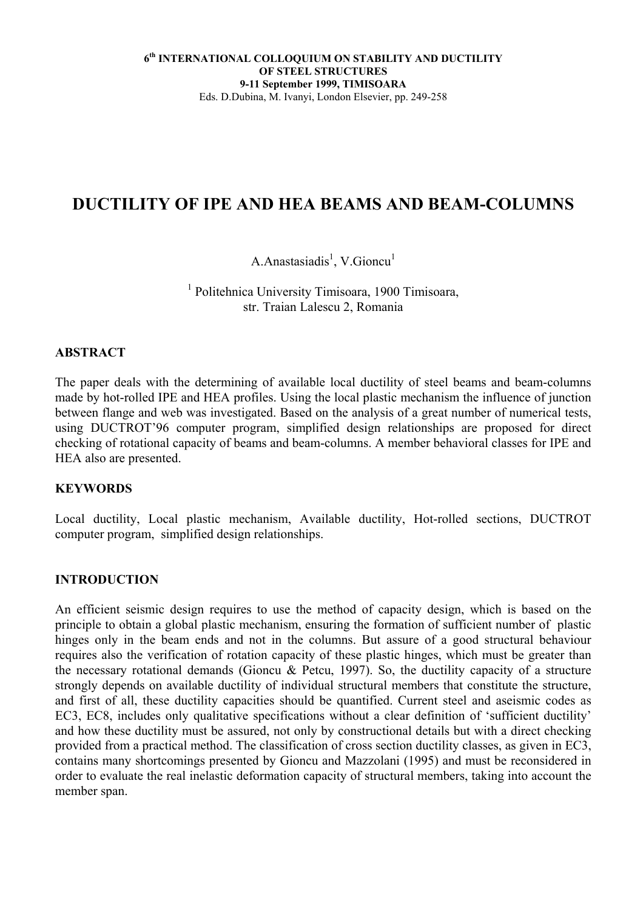6[th] INTERNATIONAL COLLOQUIUM ON STABILITY AND DUCTILITY OF STEEL STRUCTURES
9-11 September 1999, TIMISOARA
Eds. D.Dubina, M. Ivanyi, London Elsevier, pp. 249-258

# DUCTILITY OF IPE AND HEA BEAMS AND BEAM-COLUMNS

A.Anastasiadis[1], V.Gioncu[1]

[1] Politehnica University Timisoara, 1900 Timisoara, str. Traian Lalescu 2, Romania

## ABSTRACT

The paper deals with the determining of available local ductility of steel beams and beam-columns made by hot-rolled IPE and HEA profiles. Using the local plastic mechanism the influence of junction between flange and web was investigated. Based on the analysis of a great number of numerical tests, using DUCTROT'96 computer program, simplified design relationships are proposed for direct checking of rotational capacity of beams and beam-columns. A member behavioral classes for IPE and HEA also are presented.

## KEYWORDS

Local ductility, Local plastic mechanism, Available ductility, Hot-rolled sections, DUCTROT computer program, simplified design relationships.

## INTRODUCTION

An efficient seismic design requires to use the method of capacity design, which is based on the principle to obtain a global plastic mechanism, ensuring the formation of sufficient number of plastic hinges only in the beam ends and not in the columns. But assure of a good structural behaviour requires also the verification of rotation capacity of these plastic hinges, which must be greater than the necessary rotational demands (Gioncu & Petcu, 1997). So, the ductility capacity of a structure strongly depends on available ductility of individual structural members that constitute the structure, and first of all, these ductility capacities should be quantified. Current steel and aseismic codes as EC3, EC8, includes only qualitative specifications without a clear definition of 'sufficient ductility' and how these ductility must be assured, not only by constructional details but with a direct checking provided from a practical method. The classification of cross section ductility classes, as given in EC3, contains many shortcomings presented by Gioncu and Mazzolani (1995) and must be reconsidered in order to evaluate the real inelastic deformation capacity of structural members, taking into account the member span.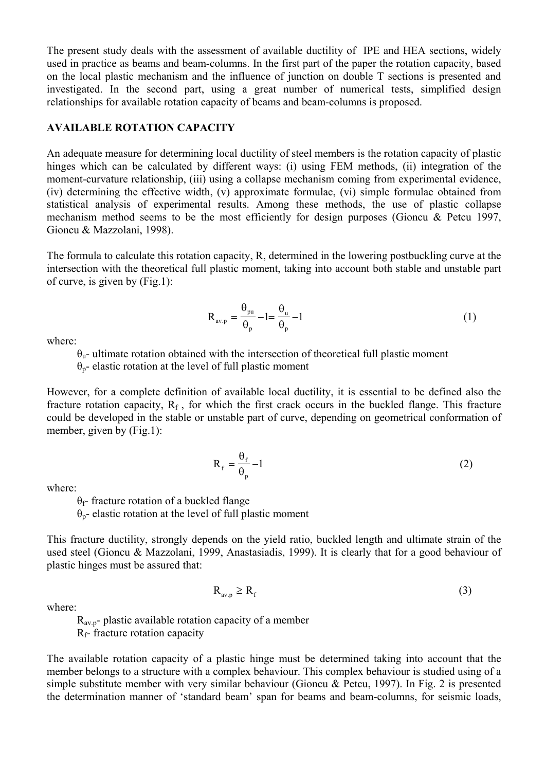The present study deals with the assessment of available ductility of IPE and HEA sections, widely used in practice as beams and beam-columns. In the first part of the paper the rotation capacity, based on the local plastic mechanism and the influence of junction on double T sections is presented and investigated. In the second part, using a great number of numerical tests, simplified design relationships for available rotation capacity of beams and beam-columns is proposed.

## AVAILABLE ROTATION CAPACITY

An adequate measure for determining local ductility of steel members is the rotation capacity of plastic hinges which can be calculated by different ways: (i) using FEM methods, (ii) integration of the moment-curvature relationship, (iii) using a collapse mechanism coming from experimental evidence, (iv) determining the effective width, (v) approximate formulae, (vi) simple formulae obtained from statistical analysis of experimental results. Among these methods, the use of plastic collapse mechanism method seems to be the most efficiently for design purposes (Gioncu & Petcu 1997, Gioncu & Mazzolani, 1998).

The formula to calculate this rotation capacity, R, determined in the lowering postbuckling curve at the intersection with the theoretical full plastic moment, taking into account both stable and unstable part of curve, is given by (Fig.1):

$$R_{av.p} = \frac{\theta_{pu}}{\theta_p} - 1 = \frac{\theta_u}{\theta_p} - 1 \tag{1}$$

where:

$\theta_u$- ultimate rotation obtained with the intersection of theoretical full plastic moment
$\theta_p$- elastic rotation at the level of full plastic moment

However, for a complete definition of available local ductility, it is essential to be defined also the fracture rotation capacity, $R_f$ , for which the first crack occurs in the buckled flange. This fracture could be developed in the stable or unstable part of curve, depending on geometrical conformation of member, given by (Fig.1):

$$R_f = \frac{\theta_f}{\theta_p} - 1 \tag{2}$$

where:

$\theta_f$- fracture rotation of a buckled flange
$\theta_p$- elastic rotation at the level of full plastic moment

This fracture ductility, strongly depends on the yield ratio, buckled length and ultimate strain of the used steel (Gioncu & Mazzolani, 1999, Anastasiadis, 1999). It is clearly that for a good behaviour of plastic hinges must be assured that:

$$R_{av.p} \geq R_f \tag{3}$$

where:

$R_{av.p}$- plastic available rotation capacity of a member
$R_f$- fracture rotation capacity

The available rotation capacity of a plastic hinge must be determined taking into account that the member belongs to a structure with a complex behaviour. This complex behaviour is studied using of a simple substitute member with very similar behaviour (Gioncu & Petcu, 1997). In Fig. 2 is presented the determination manner of 'standard beam' span for beams and beam-columns, for seismic loads,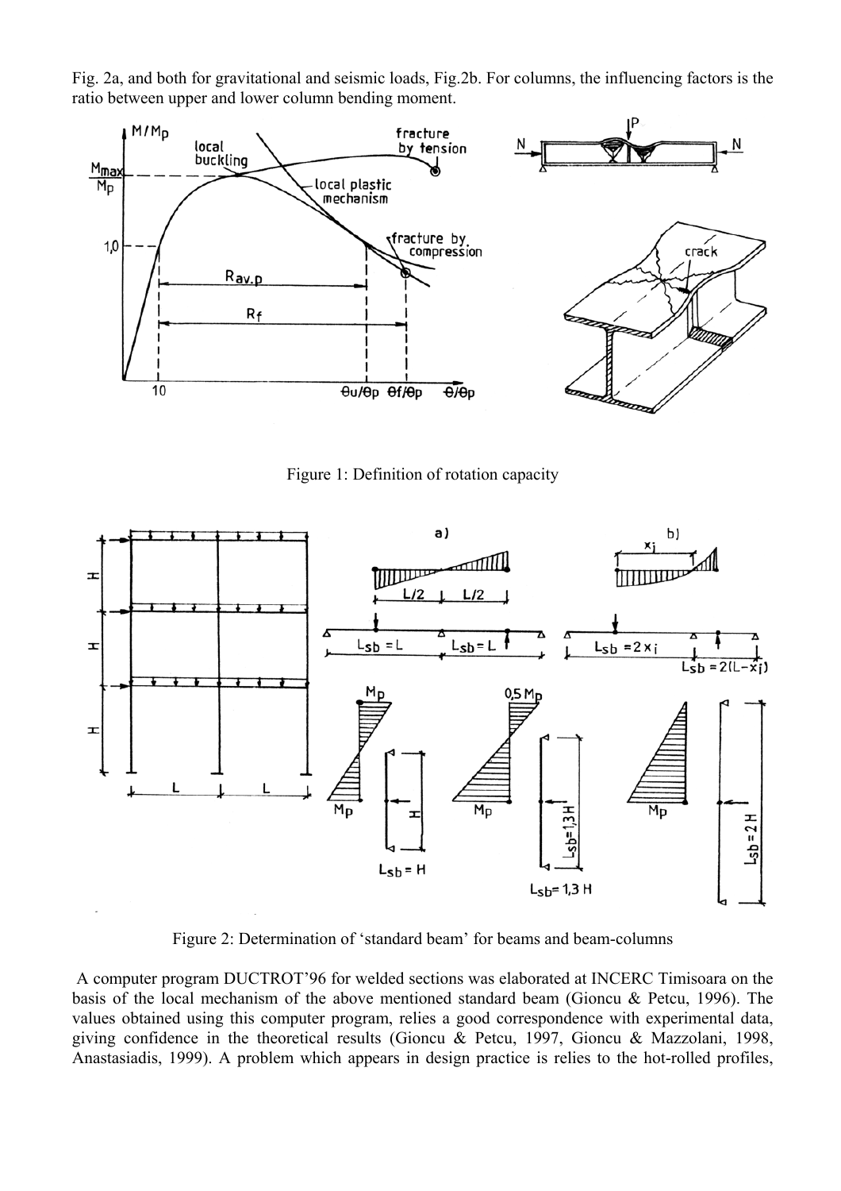Fig. 2a, and both for gravitational and seismic loads, Fig.2b. For columns, the influencing factors is the ratio between upper and lower column bending moment.

Figure 1: Definition of rotation capacity

Figure 2: Determination of 'standard beam' for beams and beam-columns

A computer program DUCTROT'96 for welded sections was elaborated at INCERC Timisoara on the basis of the local mechanism of the above mentioned standard beam (Gioncu & Petcu, 1996). The values obtained using this computer program, relies a good correspondence with experimental data, giving confidence in the theoretical results (Gioncu & Petcu, 1997, Gioncu & Mazzolani, 1998, Anastasiadis, 1999). A problem which appears in design practice is relies to the hot-rolled profiles,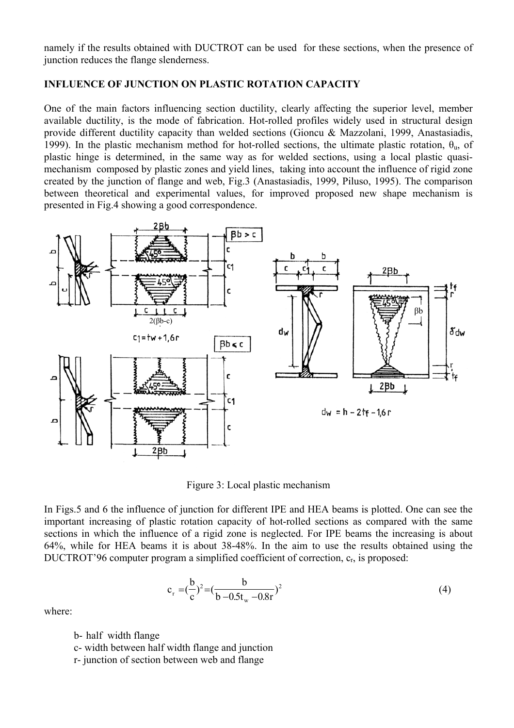namely if the results obtained with DUCTROT can be used for these sections, when the presence of junction reduces the flange slenderness.

## INFLUENCE OF JUNCTION ON PLASTIC ROTATION CAPACITY

One of the main factors influencing section ductility, clearly affecting the superior level, member available ductility, is the mode of fabrication. Hot-rolled profiles widely used in structural design provide different ductility capacity than welded sections (Gioncu & Mazzolani, 1999, Anastasiadis, 1999). In the plastic mechanism method for hot-rolled sections, the ultimate plastic rotation, $\theta_u$, of plastic hinge is determined, in the same way as for welded sections, using a local plastic quasi-mechanism composed by plastic zones and yield lines, taking into account the influence of rigid zone created by the junction of flange and web, Fig.3 (Anastasiadis, 1999, Piluso, 1995). The comparison between theoretical and experimental values, for improved proposed new shape mechanism is presented in Fig.4 showing a good correspondence.

Figure 3: Local plastic mechanism

In Figs.5 and 6 the influence of junction for different IPE and HEA beams is plotted. One can see the important increasing of plastic rotation capacity of hot-rolled sections as compared with the same sections in which the influence of a rigid zone is neglected. For IPE beams the increasing is about 64%, while for HEA beams it is about 38-48%. In the aim to use the results obtained using the DUCTROT'96 computer program a simplified coefficient of correction, $c_r$, is proposed:

$$c_r = \left(\frac{b}{c}\right)^2 = \left(\frac{b}{b - 0.5t_w - 0.8r}\right)^2 \tag{4}$$

where:

- b- half width flange
- c- width between half width flange and junction
- r- junction of section between web and flange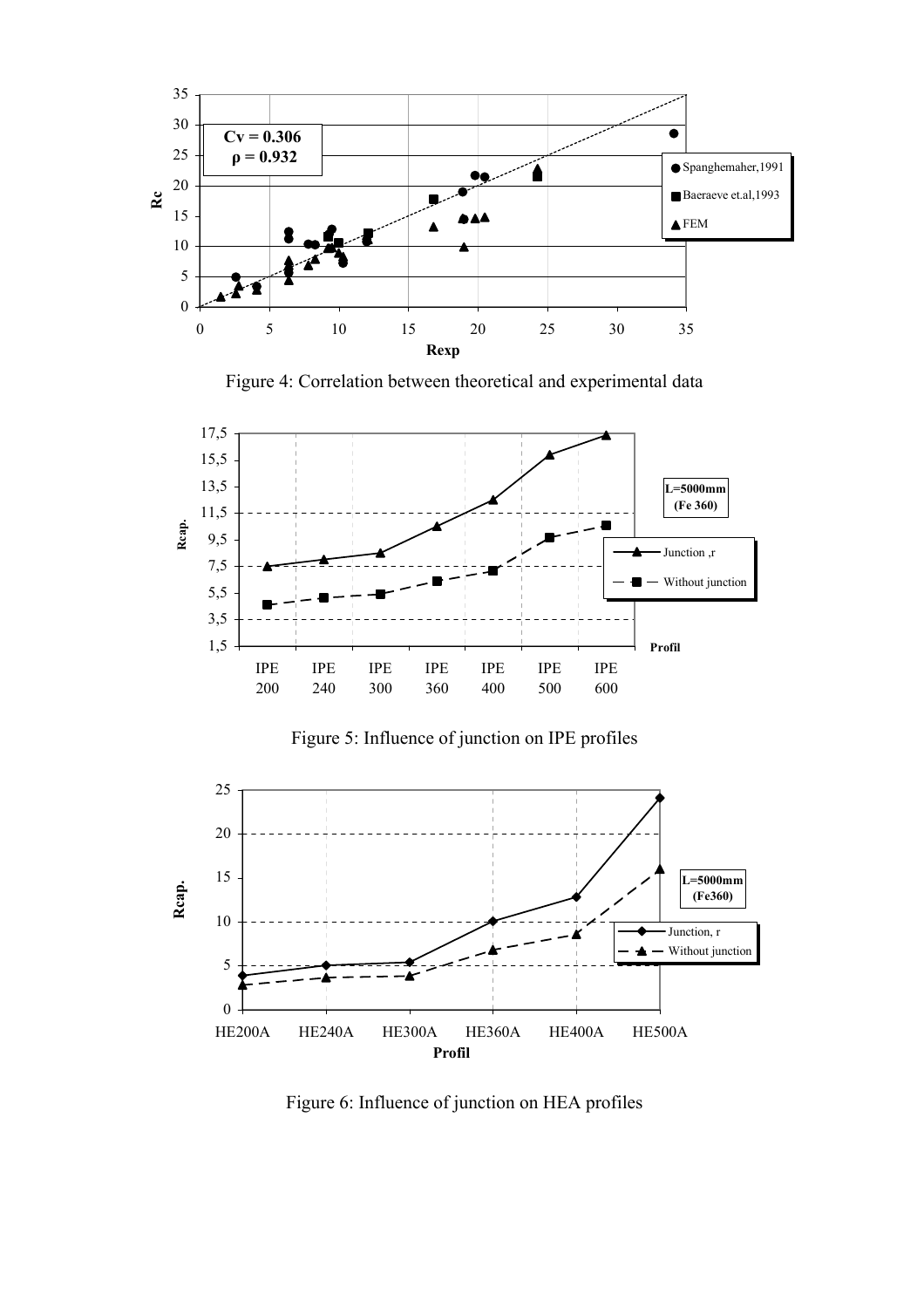Figure 4: Correlation between theoretical and experimental data

Figure 5: Influence of junction on IPE profiles

Figure 6: Influence of junction on HEA profiles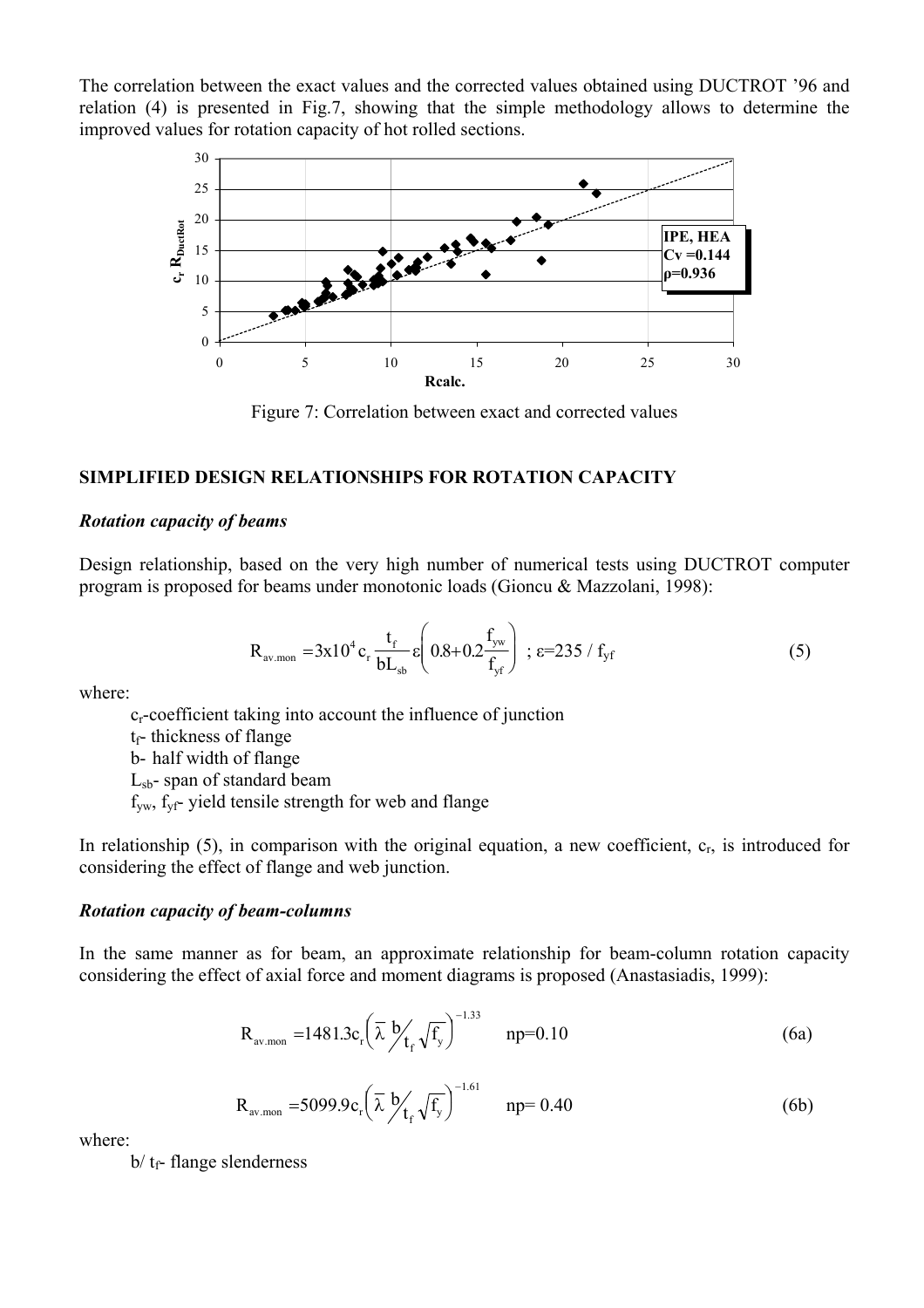The correlation between the exact values and the corrected values obtained using DUCTROT '96 and relation (4) is presented in Fig.7, showing that the simple methodology allows to determine the improved values for rotation capacity of hot rolled sections.

Figure 7: Correlation between exact and corrected values

## SIMPLIFIED DESIGN RELATIONSHIPS FOR ROTATION CAPACITY

### *Rotation capacity of beams*

Design relationship, based on the very high number of numerical tests using DUCTROT computer program is proposed for beams under monotonic loads (Gioncu & Mazzolani, 1998):

$$R_{av.mon} = 3x10^4 c_r \frac{t_f}{bL_{sb}} \varepsilon \left( 0.8 + 0.2 \frac{f_{yw}}{f_{yf}} \right) \; ; \; \varepsilon = 235 / f_{yf} \tag{5}$$

where:

- $c_r$-coefficient taking into account the influence of junction
- $t_f$- thickness of flange
- b- half width of flange
- $L_{sb}$- span of standard beam
- $f_{yw}$, $f_{yf}$- yield tensile strength for web and flange

In relationship (5), in comparison with the original equation, a new coefficient, $c_r$, is introduced for considering the effect of flange and web junction.

### *Rotation capacity of beam-columns*

In the same manner as for beam, an approximate relationship for beam-column rotation capacity considering the effect of axial force and moment diagrams is proposed (Anastasiadis, 1999):

$$R_{av.mon} = 1481.3 c_r \left( \bar{\lambda} \, b/t_f \sqrt{f_y} \right)^{-1.33} \qquad np = 0.10 \tag{6a}$$

$$R_{av.mon} = 5099.9 c_r \left( \bar{\lambda} \, b/t_f \sqrt{f_y} \right)^{-1.61} \qquad np = 0.40 \tag{6b}$$

where:

$b/t_f$- flange slenderness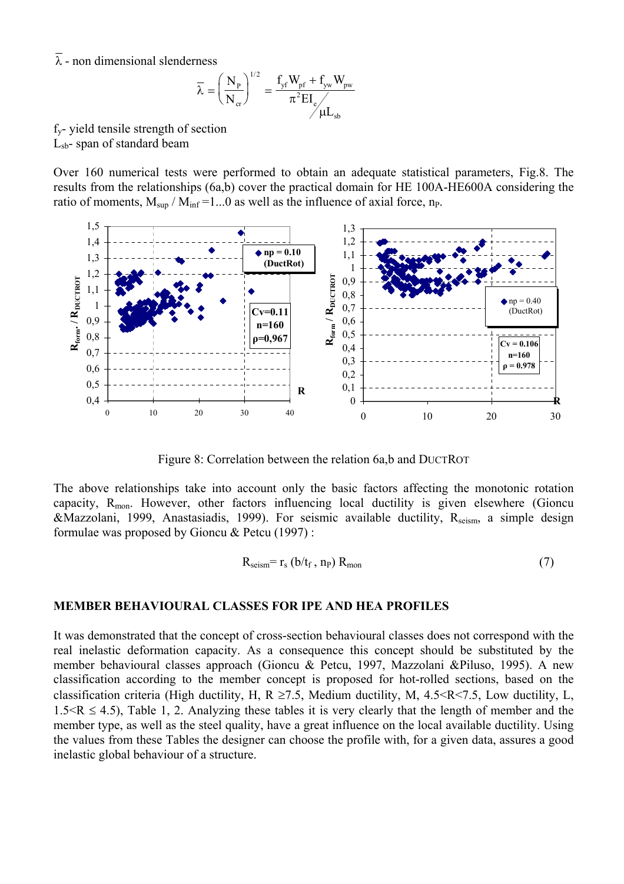$\bar{\lambda}$ - non dimensional slenderness

$$\bar{\lambda} = \left(\frac{N_P}{N_{cr}}\right)^{1/2} = \frac{f_{yf} W_{pf} + f_{yw} W_{pw}}{\pi^2 E I_e / \mu L_{sb}}$$

$f_y$- yield tensile strength of section
$L_{sb}$- span of standard beam

Over 160 numerical tests were performed to obtain an adequate statistical parameters, Fig.8. The results from the relationships (6a,b) cover the practical domain for HE 100A-HE600A considering the ratio of moments, $M_{sup} / M_{inf}$ =1...0 as well as the influence of axial force, $n_P$.

Figure 8: Correlation between the relation 6a,b and DUCTROT

The above relationships take into account only the basic factors affecting the monotonic rotation capacity, $R_{mon}$. However, other factors influencing local ductility is given elsewhere (Gioncu &Mazzolani, 1999, Anastasiadis, 1999). For seismic available ductility, $R_{seism}$, a simple design formulae was proposed by Gioncu & Petcu (1997) :

$$R_{seism} = r_s\,(b/t_f\,,\, n_P)\, R_{mon} \tag{7}$$

## MEMBER BEHAVIOURAL CLASSES FOR IPE AND HEA PROFILES

It was demonstrated that the concept of cross-section behavioural classes does not correspond with the real inelastic deformation capacity. As a consequence this concept should be substituted by the member behavioural classes approach (Gioncu & Petcu, 1997, Mazzolani &Piluso, 1995). A new classification according to the member concept is proposed for hot-rolled sections, based on the classification criteria (High ductility, H, $R \geq 7.5$, Medium ductility, M, $4.5<R<7.5$, Low ductility, L, $1.5<R \leq 4.5$), Table 1, 2. Analyzing these tables it is very clearly that the length of member and the member type, as well as the steel quality, have a great influence on the local available ductility. Using the values from these Tables the designer can choose the profile with, for a given data, assures a good inelastic global behaviour of a structure.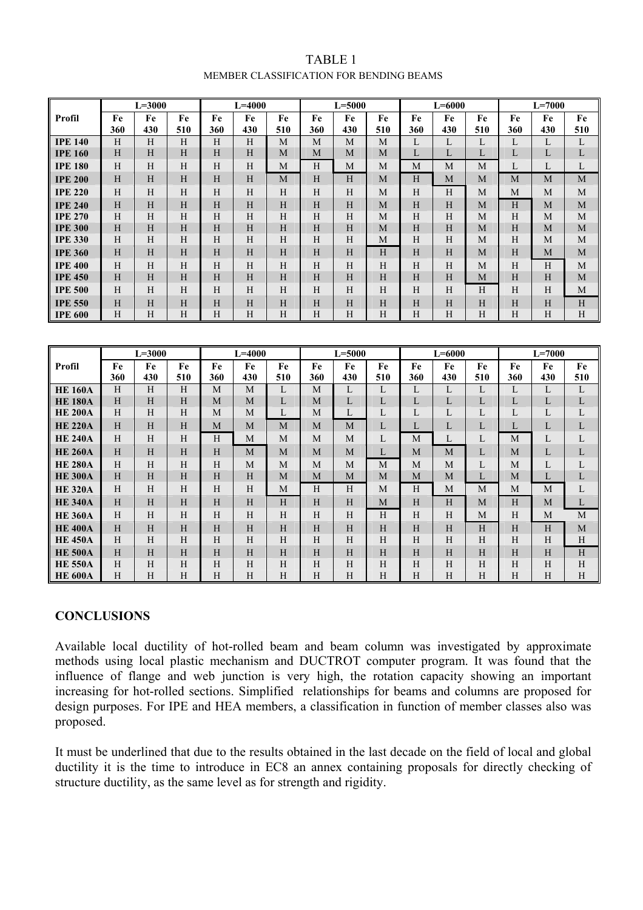# TABLE 1

MEMBER CLASSIFICATION FOR BENDING BEAMS

| Profil | L=3000 | | | L=4000 | | | L=5000 | | | L=6000 | | | L=7000 | | |
|---|---|---|---|---|---|---|---|---|---|---|---|---|---|---|---|
| | Fe 360 | Fe 430 | Fe 510 | Fe 360 | Fe 430 | Fe 510 | Fe 360 | Fe 430 | Fe 510 | Fe 360 | Fe 430 | Fe 510 | Fe 360 | Fe 430 | Fe 510 |
| **IPE 140** | H | H | H | H | H | M | M | M | M | L | L | L | L | L | L |
| **IPE 160** | H | H | H | H | H | M | M | M | M | L | L | L | L | L | L |
| **IPE 180** | H | H | H | H | H | M | H | M | M | M | M | M | L | L | L |
| **IPE 200** | H | H | H | H | H | M | H | H | M | H | M | M | M | M | M |
| **IPE 220** | H | H | H | H | H | H | H | H | M | H | H | M | M | M | M |
| **IPE 240** | H | H | H | H | H | H | H | H | M | H | H | M | H | M | M |
| **IPE 270** | H | H | H | H | H | H | H | H | M | H | H | M | H | M | M |
| **IPE 300** | H | H | H | H | H | H | H | H | M | H | H | M | H | M | M |
| **IPE 330** | H | H | H | H | H | H | H | H | M | H | H | M | H | M | M |
| **IPE 360** | H | H | H | H | H | H | H | H | H | H | H | M | H | M | M |
| **IPE 400** | H | H | H | H | H | H | H | H | H | H | H | M | H | H | M |
| **IPE 450** | H | H | H | H | H | H | H | H | H | H | H | M | H | H | M |
| **IPE 500** | H | H | H | H | H | H | H | H | H | H | H | H | H | H | M |
| **IPE 550** | H | H | H | H | H | H | H | H | H | H | H | H | H | H | H |
| **IPE 600** | H | H | H | H | H | H | H | H | H | H | H | H | H | H | H |

| Profil | L=3000 | | | L=4000 | | | L=5000 | | | L=6000 | | | L=7000 | | |
|---|---|---|---|---|---|---|---|---|---|---|---|---|---|---|---|
| | Fe 360 | Fe 430 | Fe 510 | Fe 360 | Fe 430 | Fe 510 | Fe 360 | Fe 430 | Fe 510 | Fe 360 | Fe 430 | Fe 510 | Fe 360 | Fe 430 | Fe 510 |
| **HE 160A** | H | H | H | M | M | L | M | L | L | L | L | L | L | L | L |
| **HE 180A** | H | H | H | M | M | L | M | L | L | L | L | L | L | L | L |
| **HE 200A** | H | H | H | M | M | L | M | L | L | L | L | L | L | L | L |
| **HE 220A** | H | H | H | M | M | M | M | M | L | L | L | L | L | L | L |
| **HE 240A** | H | H | H | H | M | M | M | M | L | M | L | L | M | L | L |
| **HE 260A** | H | H | H | H | M | M | M | M | L | M | M | L | M | L | L |
| **HE 280A** | H | H | H | H | M | M | M | M | M | M | M | L | M | L | L |
| **HE 300A** | H | H | H | H | H | M | M | M | M | M | M | L | M | L | L |
| **HE 320A** | H | H | H | H | H | M | H | H | M | H | M | M | M | M | L |
| **HE 340A** | H | H | H | H | H | H | H | H | M | H | H | M | H | M | L |
| **HE 360A** | H | H | H | H | H | H | H | H | H | H | H | M | H | M | M |
| **HE 400A** | H | H | H | H | H | H | H | H | H | H | H | H | H | H | M |
| **HE 450A** | H | H | H | H | H | H | H | H | H | H | H | H | H | H | H |
| **HE 500A** | H | H | H | H | H | H | H | H | H | H | H | H | H | H | H |
| **HE 550A** | H | H | H | H | H | H | H | H | H | H | H | H | H | H | H |
| **HE 600A** | H | H | H | H | H | H | H | H | H | H | H | H | H | H | H |

## CONCLUSIONS

Available local ductility of hot-rolled beam and beam column was investigated by approximate methods using local plastic mechanism and DUCTROT computer program. It was found that the influence of flange and web junction is very high, the rotation capacity showing an important increasing for hot-rolled sections. Simplified relationships for beams and columns are proposed for design purposes. For IPE and HEA members, a classification in function of member classes also was proposed.

It must be underlined that due to the results obtained in the last decade on the field of local and global ductility it is the time to introduce in EC8 an annex containing proposals for directly checking of structure ductility, as the same level as for strength and rigidity.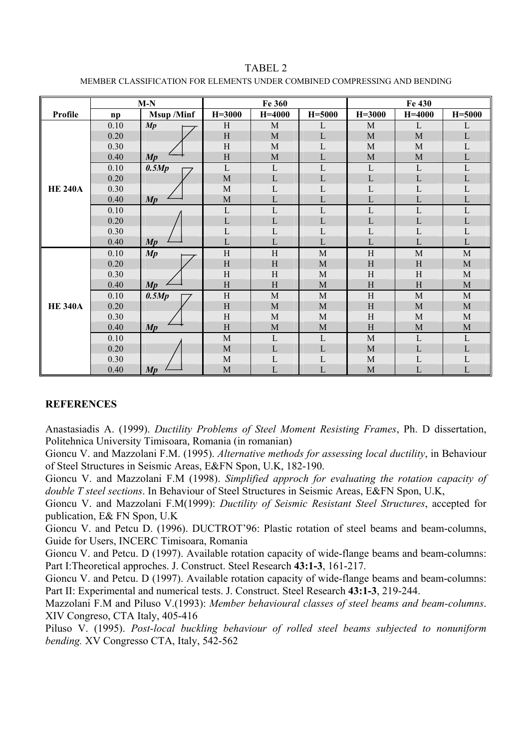TABEL 2

MEMBER CLASSIFICATION FOR ELEMENTS UNDER COMBINED COMPRESSING AND BENDING

| Profile | M-N | | Fe 360 | | | Fe 430 | | |
|---|---|---|---|---|---|---|---|---|
| | np | Msup /Minf | H=3000 | H=4000 | H=5000 | H=3000 | H=4000 | H=5000 |
| HE 240A | 0.10 | *Mp* | H | M | L | M | L | L |
| | 0.20 | | H | M | L | M | M | L |
| | 0.30 | | H | M | L | M | M | L |
| | 0.40 | *Mp* | H | M | L | M | M | L |
| | 0.10 | *0.5Mp* | L | L | L | L | L | L |
| | 0.20 | | M | L | L | L | L | L |
| | 0.30 | | M | L | L | L | L | L |
| | 0.40 | *Mp* | M | L | L | L | L | L |
| | 0.10 | | L | L | L | L | L | L |
| | 0.20 | | L | L | L | L | L | L |
| | 0.30 | | L | L | L | L | L | L |
| | 0.40 | *Mp* | L | L | L | L | L | L |
| HE 340A | 0.10 | *Mp* | H | H | M | H | M | M |
| | 0.20 | | H | H | M | H | H | M |
| | 0.30 | | H | H | M | H | H | M |
| | 0.40 | *Mp* | H | H | M | H | H | M |
| | 0.10 | *0.5Mp* | H | M | M | H | M | M |
| | 0.20 | | H | M | M | H | M | M |
| | 0.30 | | H | M | M | H | M | M |
| | 0.40 | *Mp* | H | M | M | H | M | M |
| | 0.10 | | M | L | L | M | L | L |
| | 0.20 | | M | L | L | M | L | L |
| | 0.30 | | M | L | L | M | L | L |
| | 0.40 | *Mp* | M | L | L | M | L | L |

## REFERENCES

Anastasiadis A. (1999). *Ductility Problems of Steel Moment Resisting Frames*, Ph. D dissertation, Politehnica University Timisoara, Romania (in romanian)

Gioncu V. and Mazzolani F.M. (1995). *Alternative methods for assessing local ductility*, in Behaviour of Steel Structures in Seismic Areas, E&FN Spon, U.K, 182-190.

Gioncu V. and Mazzolani F.M (1998). *Simplified approch for evaluating the rotation capacity of double T steel sections*. In Behaviour of Steel Structures in Seismic Areas, E&FN Spon, U.K,

Gioncu V. and Mazzolani F.M(1999): *Ductility of Seismic Resistant Steel Structures*, accepted for publication, E& FN Spon, U.K

Gioncu V. and Petcu D. (1996). DUCTROT'96: Plastic rotation of steel beams and beam-columns, Guide for Users, INCERC Timisoara, Romania

Gioncu V. and Petcu. D (1997). Available rotation capacity of wide-flange beams and beam-columns: Part I:Theoretical approches. J. Construct. Steel Research **43:1-3**, 161-217.

Gioncu V. and Petcu. D (1997). Available rotation capacity of wide-flange beams and beam-columns: Part II: Experimental and numerical tests. J. Construct. Steel Research **43:1-3**, 219-244.

Mazzolani F.M and Piluso V.(1993): *Member behavioural classes of steel beams and beam-columns*. XIV Congreso, CTA Italy, 405-416

Piluso V. (1995). *Post-local buckling behaviour of rolled steel beams subjected to nonuniform bending.* XV Congresso CTA, Italy, 542-562